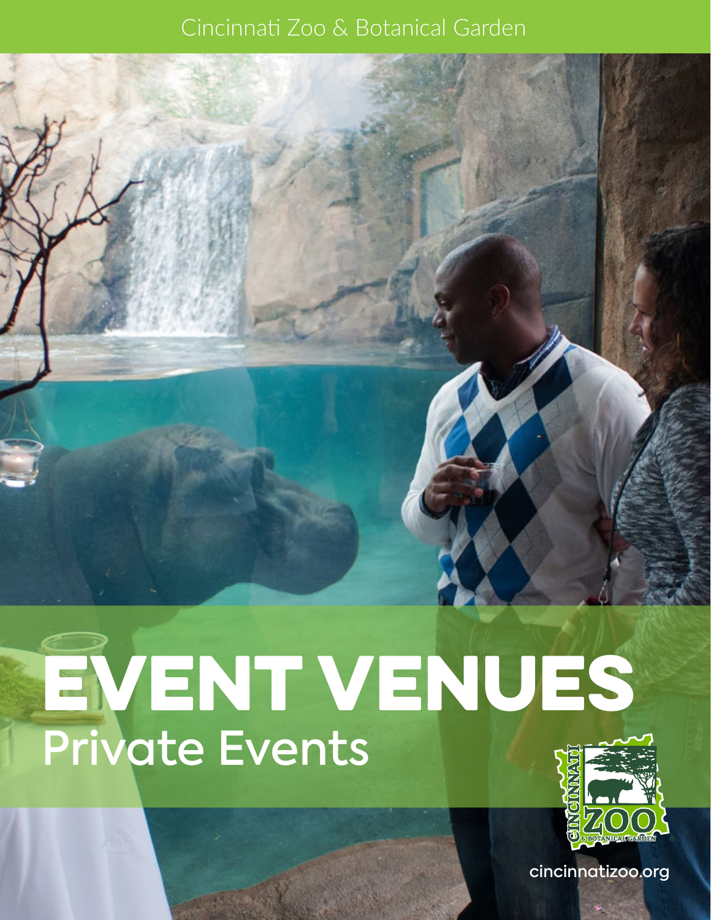Cincinnati Zoo & Botanical Garden

# EVENT VENUES

## Private Events

cincinnatizoo.org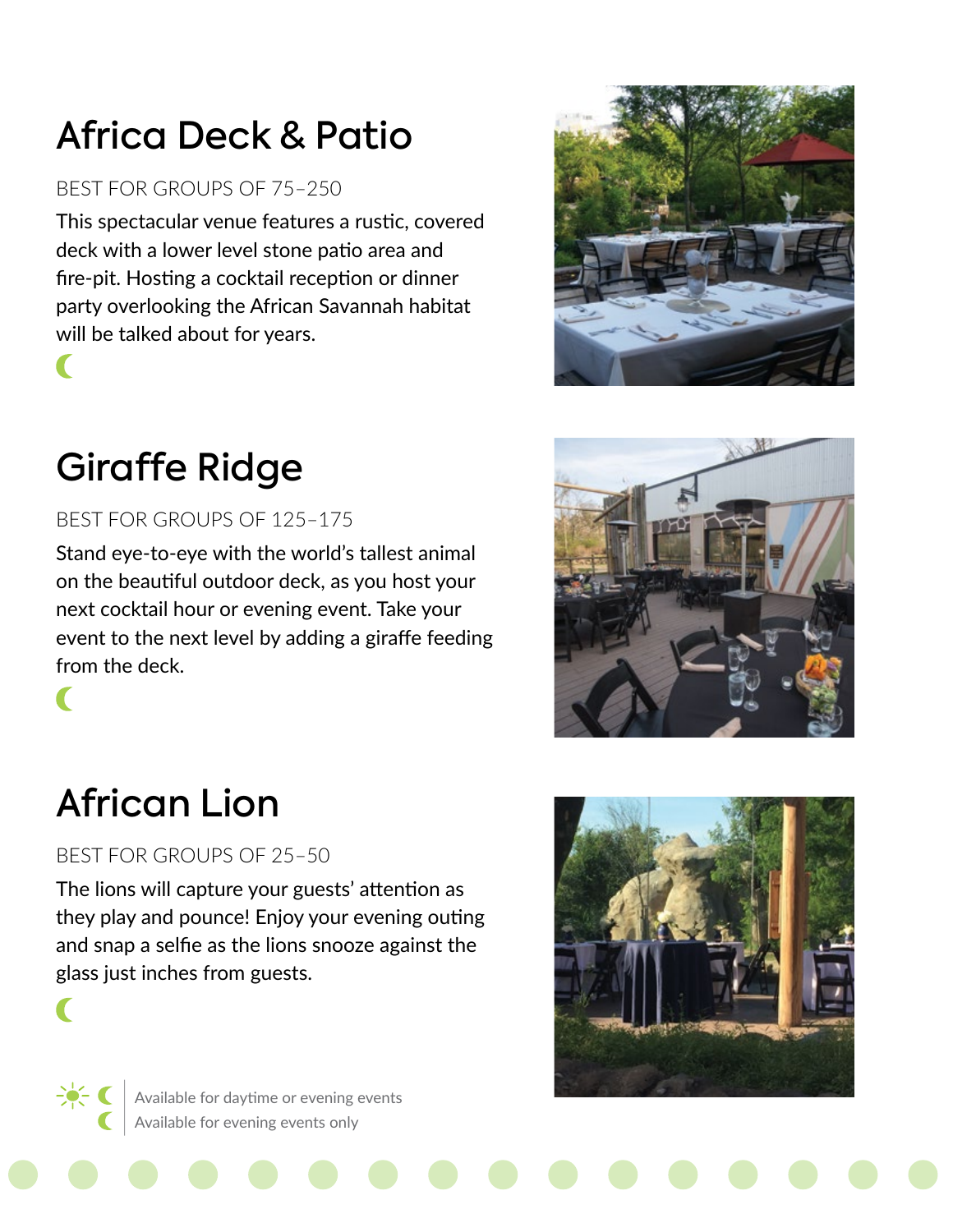## Africa Deck & Patio

BEST FOR GROUPS OF 75–250

This spectacular venue features a rustic, covered deck with a lower level stone patio area and fire-pit. Hosting a cocktail reception or dinner party overlooking the African Savannah habitat will be talked about for years.

☾

## Giraffe Ridge

BEST FOR GROUPS OF 125–175

Stand eye-to-eye with the world's tallest animal on the beautiful outdoor deck, as you host your next cocktail hour or evening event. Take your event to the next level by adding a giraffe feeding from the deck.

☾

## African Lion

BEST FOR GROUPS OF 25–50

The lions will capture your guests' attention as they play and pounce! Enjoy your evening outing and snap a selfie as the lions snooze against the glass just inches from guests.

☾

☀ ☾ Available for daytime or evening events

☾ Available for evening events only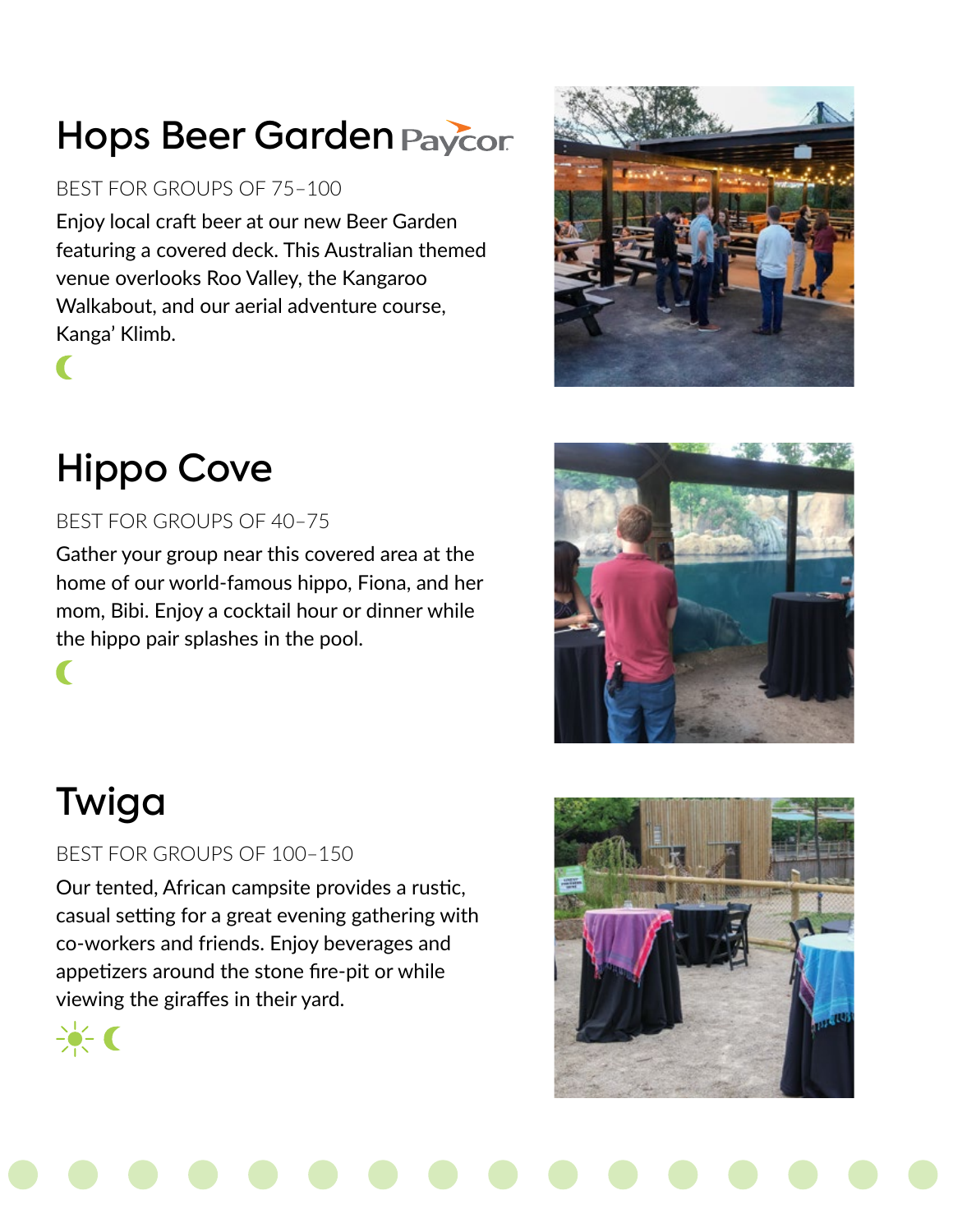## Hops Beer Garden Paycor

BEST FOR GROUPS OF 75–100

Enjoy local craft beer at our new Beer Garden featuring a covered deck. This Australian themed venue overlooks Roo Valley, the Kangaroo Walkabout, and our aerial adventure course, Kanga' Klimb.

## Hippo Cove

BEST FOR GROUPS OF 40–75

Gather your group near this covered area at the home of our world-famous hippo, Fiona, and her mom, Bibi. Enjoy a cocktail hour or dinner while the hippo pair splashes in the pool.

## Twiga

BEST FOR GROUPS OF 100–150

Our tented, African campsite provides a rustic, casual setting for a great evening gathering with co-workers and friends. Enjoy beverages and appetizers around the stone fire-pit or while viewing the giraffes in their yard.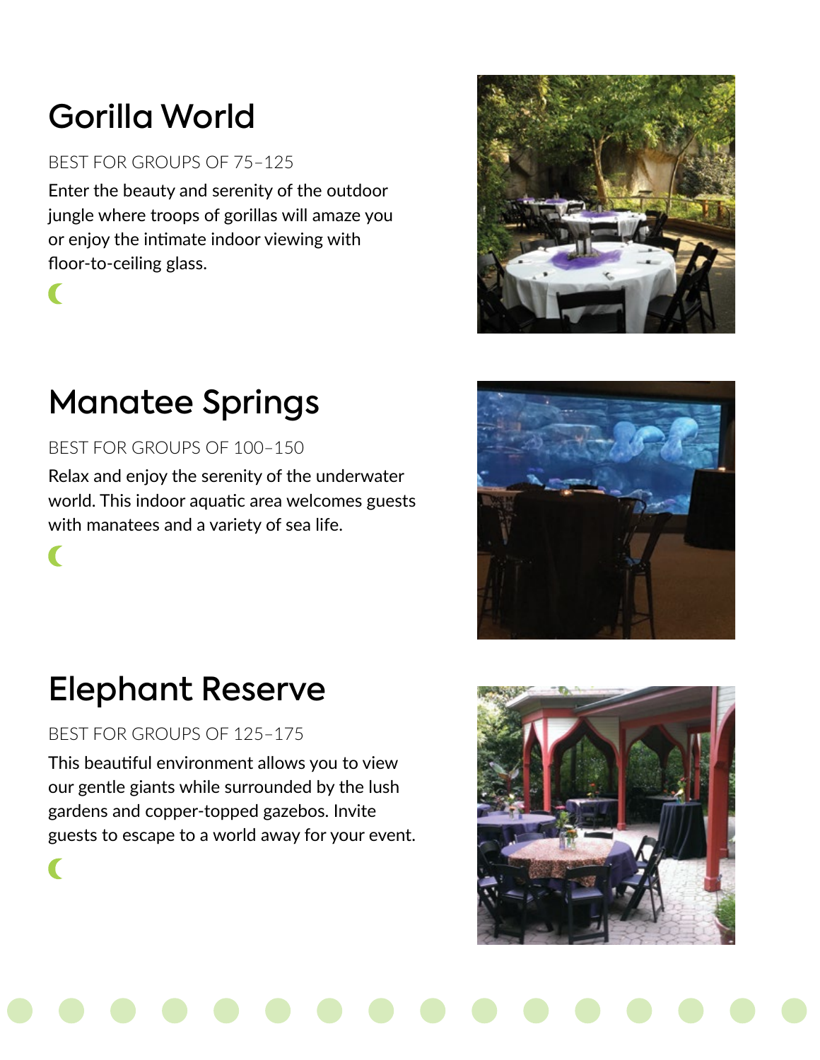# Gorilla World

BEST FOR GROUPS OF 75–125

Enter the beauty and serenity of the outdoor jungle where troops of gorillas will amaze you or enjoy the intimate indoor viewing with floor-to-ceiling glass.

# Manatee Springs

BEST FOR GROUPS OF 100–150

Relax and enjoy the serenity of the underwater world. This indoor aquatic area welcomes guests with manatees and a variety of sea life.

# Elephant Reserve

BEST FOR GROUPS OF 125–175

This beautiful environment allows you to view our gentle giants while surrounded by the lush gardens and copper-topped gazebos. Invite guests to escape to a world away for your event.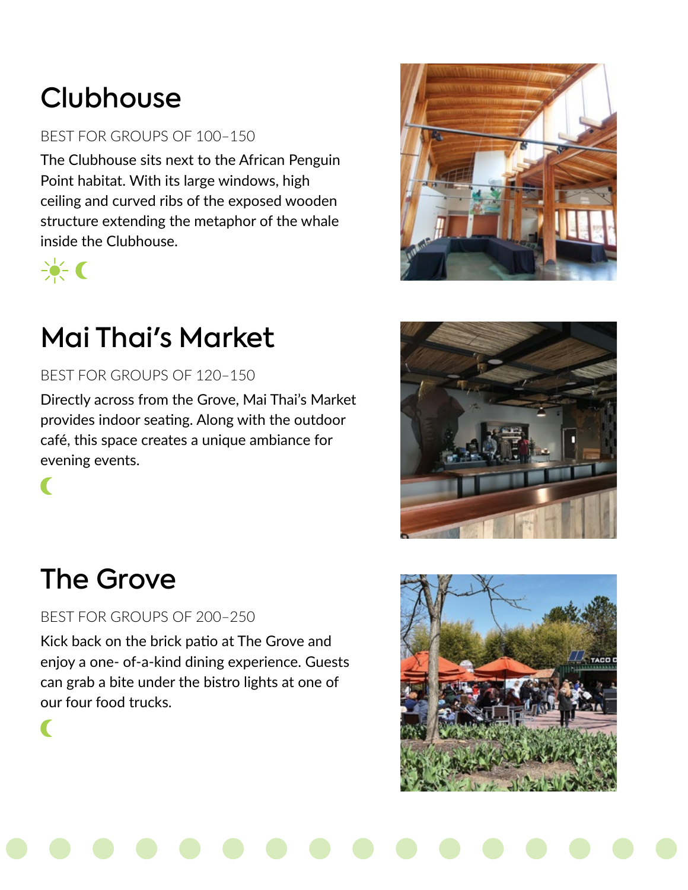## Clubhouse

BEST FOR GROUPS OF 100–150

The Clubhouse sits next to the African Penguin Point habitat. With its large windows, high ceiling and curved ribs of the exposed wooden structure extending the metaphor of the whale inside the Clubhouse.

## Mai Thai's Market

BEST FOR GROUPS OF 120–150

Directly across from the Grove, Mai Thai's Market provides indoor seating. Along with the outdoor café, this space creates a unique ambiance for evening events.

## The Grove

BEST FOR GROUPS OF 200–250

Kick back on the brick patio at The Grove and enjoy a one- of-a-kind dining experience. Guests can grab a bite under the bistro lights at one of our four food trucks.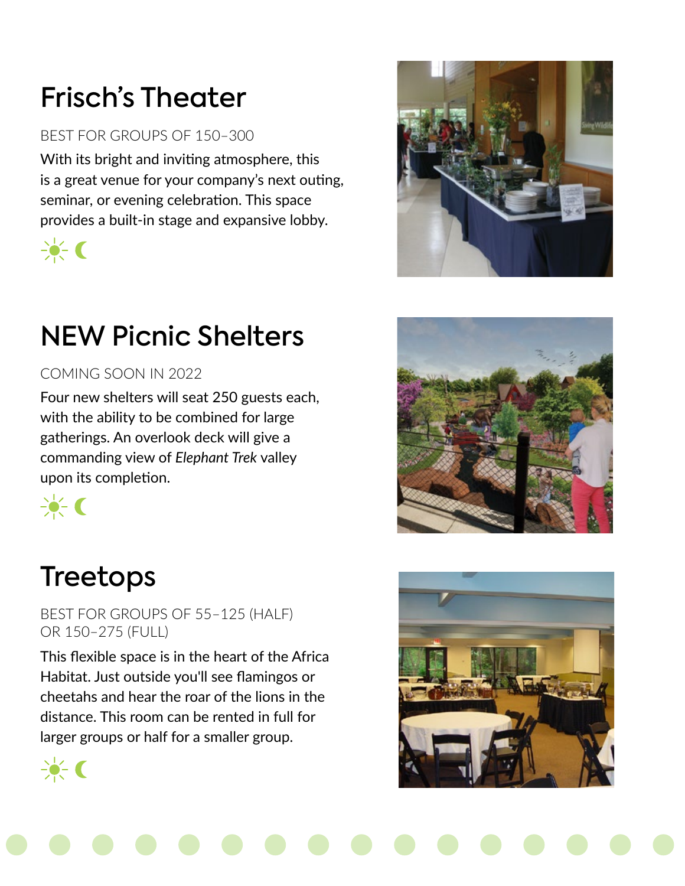## Frisch's Theater

BEST FOR GROUPS OF 150–300

With its bright and inviting atmosphere, this is a great venue for your company's next outing, seminar, or evening celebration. This space provides a built-in stage and expansive lobby.

## NEW Picnic Shelters

COMING SOON IN 2022

Four new shelters will seat 250 guests each, with the ability to be combined for large gatherings. An overlook deck will give a commanding view of *Elephant Trek* valley upon its completion.

## Treetops

BEST FOR GROUPS OF 55–125 (HALF) OR 150–275 (FULL)

This flexible space is in the heart of the Africa Habitat. Just outside you'll see flamingos or cheetahs and hear the roar of the lions in the distance. This room can be rented in full for larger groups or half for a smaller group.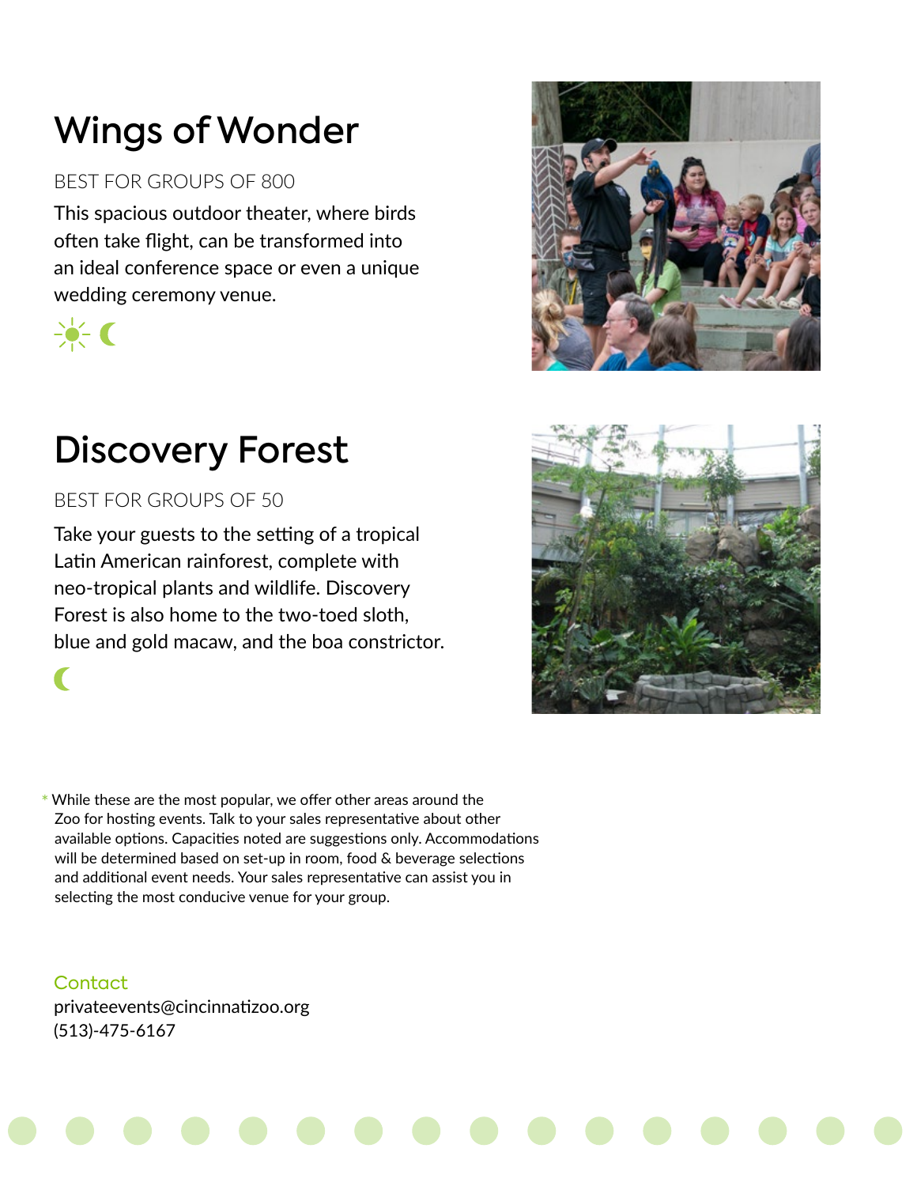# Wings of Wonder

BEST FOR GROUPS OF 800

This spacious outdoor theater, where birds often take flight, can be transformed into an ideal conference space or even a unique wedding ceremony venue.

# Discovery Forest

BEST FOR GROUPS OF 50

Take your guests to the setting of a tropical Latin American rainforest, complete with neo-tropical plants and wildlife. Discovery Forest is also home to the two-toed sloth, blue and gold macaw, and the boa constrictor.

* While these are the most popular, we offer other areas around the Zoo for hosting events. Talk to your sales representative about other available options. Capacities noted are suggestions only. Accommodations will be determined based on set-up in room, food & beverage selections and additional event needs. Your sales representative can assist you in selecting the most conducive venue for your group.

Contact

privateevents@cincinnatizoo.org

(513)-475-6167